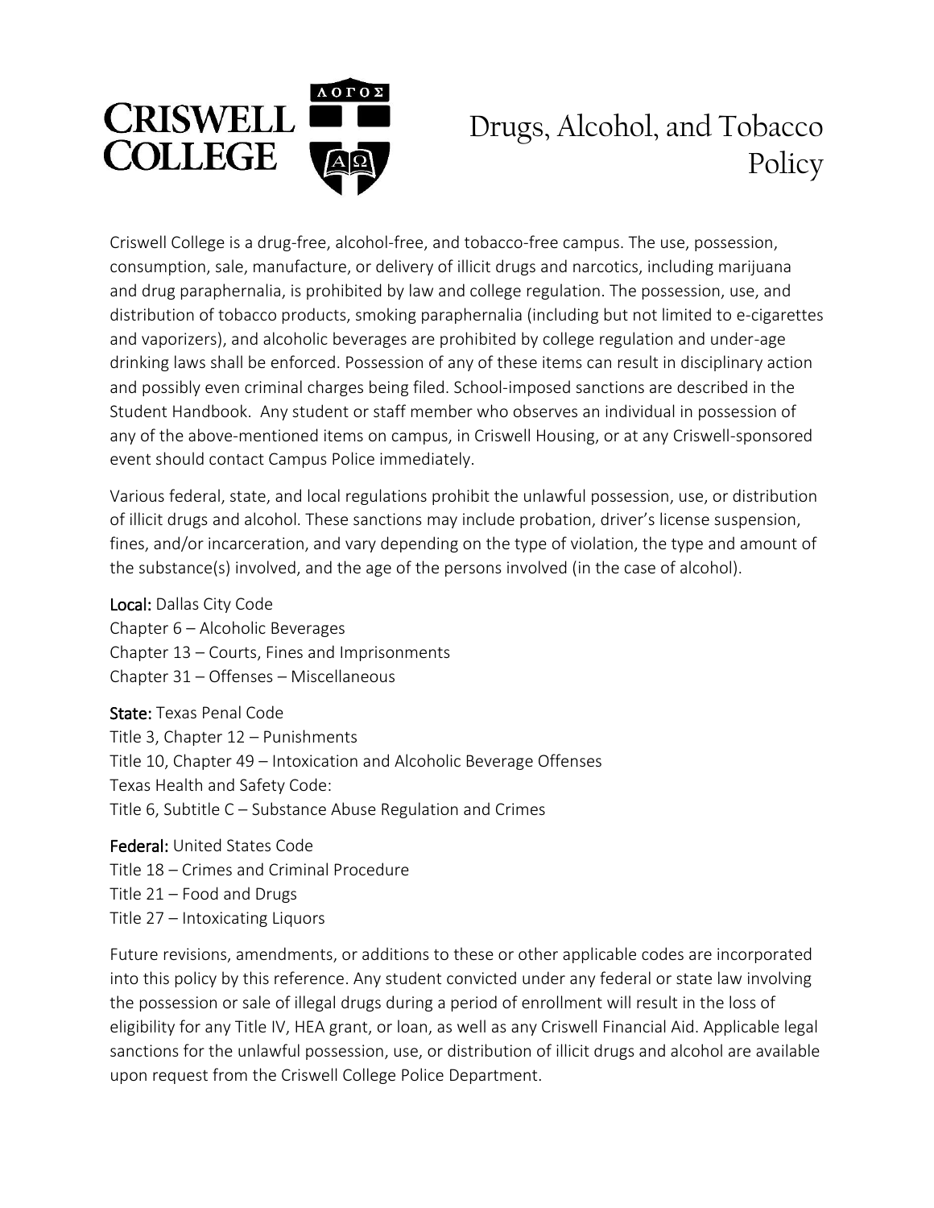# Drugs, Alcohol, and Tobacco Policy

Criswell College is a drug-free, alcohol-free, and tobacco-free campus. The use, possession, consumption, sale, manufacture, or delivery of illicit drugs and narcotics, including marijuana and drug paraphernalia, is prohibited by law and college regulation. The possession, use, and distribution of tobacco products, smoking paraphernalia (including but not limited to e-cigarettes and vaporizers), and alcoholic beverages are prohibited by college regulation and under-age drinking laws shall be enforced. Possession of any of these items can result in disciplinary action and possibly even criminal charges being filed. School-imposed sanctions are described in the Student Handbook. Any student or staff member who observes an individual in possession of any of the above-mentioned items on campus, in Criswell Housing, or at any Criswell-sponsored event should contact Campus Police immediately.

Various federal, state, and local regulations prohibit the unlawful possession, use, or distribution of illicit drugs and alcohol. These sanctions may include probation, driver's license suspension, fines, and/or incarceration, and vary depending on the type of violation, the type and amount of the substance(s) involved, and the age of the persons involved (in the case of alcohol).

**Local:** Dallas City Code
Chapter 6 – Alcoholic Beverages
Chapter 13 – Courts, Fines and Imprisonments
Chapter 31 – Offenses – Miscellaneous

**State:** Texas Penal Code
Title 3, Chapter 12 – Punishments
Title 10, Chapter 49 – Intoxication and Alcoholic Beverage Offenses
Texas Health and Safety Code:
Title 6, Subtitle C – Substance Abuse Regulation and Crimes

**Federal:** United States Code
Title 18 – Crimes and Criminal Procedure
Title 21 – Food and Drugs
Title 27 – Intoxicating Liquors

Future revisions, amendments, or additions to these or other applicable codes are incorporated into this policy by this reference. Any student convicted under any federal or state law involving the possession or sale of illegal drugs during a period of enrollment will result in the loss of eligibility for any Title IV, HEA grant, or loan, as well as any Criswell Financial Aid. Applicable legal sanctions for the unlawful possession, use, or distribution of illicit drugs and alcohol are available upon request from the Criswell College Police Department.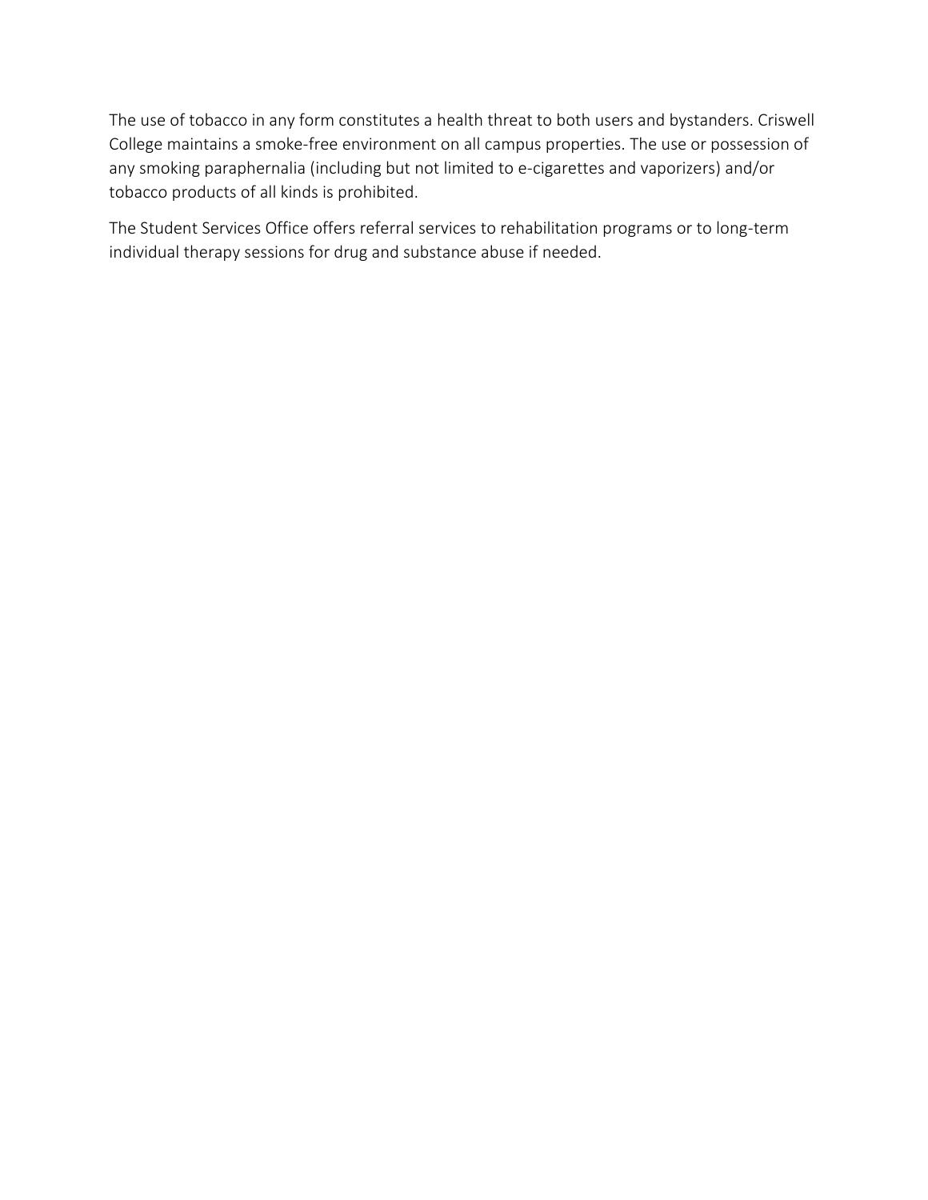The use of tobacco in any form constitutes a health threat to both users and bystanders. Criswell College maintains a smoke-free environment on all campus properties. The use or possession of any smoking paraphernalia (including but not limited to e-cigarettes and vaporizers) and/or tobacco products of all kinds is prohibited.

The Student Services Office offers referral services to rehabilitation programs or to long-term individual therapy sessions for drug and substance abuse if needed.